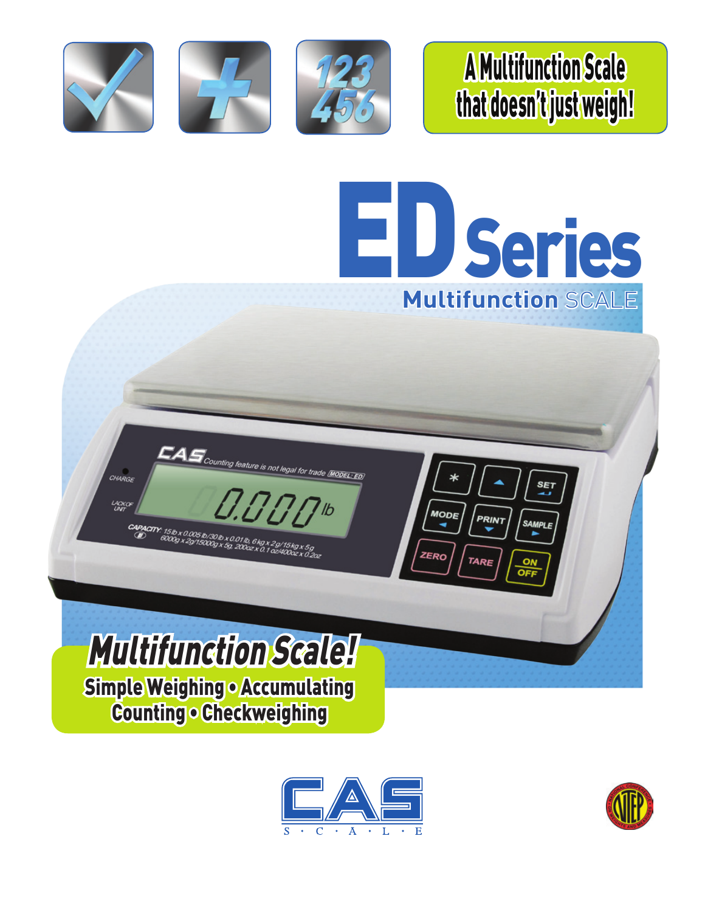A Multifunction Scale that doesn't just weigh!

# ED Series

## Multifunction SCALE

## Multifunction Scale!

**Simple Weighing • Accumulating Counting • Checkweighing**

CAS
S · C · A · L · E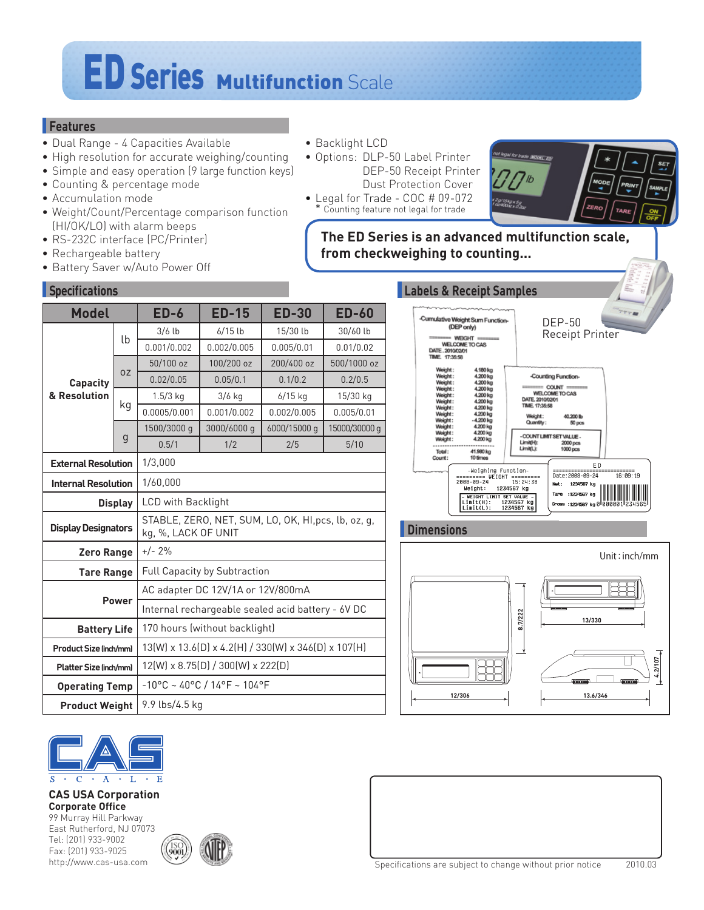# ED Series Multifunction Scale

## Features

- Dual Range - 4 Capacities Available
- High resolution for accurate weighing/counting
- Simple and easy operation (9 large function keys)
- Counting & percentage mode
- Accumulation mode
- Weight/Count/Percentage comparison function (HI/OK/LO) with alarm beeps
- RS-232C interface (PC/Printer)
- Rechargeable battery
- Battery Saver w/Auto Power Off
- Backlight LCD
- Options: DLP-50 Label Printer
  DEP-50 Receipt Printer
  Dust Protection Cover
- Legal for Trade - COC # 09-072
  * Counting feature not legal for trade

**The ED Series is an advanced multifunction scale, from checkweighing to counting...**

## Specifications

| Model | | ED-6 | ED-15 | ED-30 | ED-60 |
|---|---|---|---|---|---|
| Capacity & Resolution | lb | 3/6 lb | 6/15 lb | 15/30 lb | 30/60 lb |
| | | 0.001/0.002 | 0.002/0.005 | 0.005/0.01 | 0.01/0.02 |
| | oz | 50/100 oz | 100/200 oz | 200/400 oz | 500/1000 oz |
| | | 0.02/0.05 | 0.05/0.1 | 0.1/0.2 | 0.2/0.5 |
| | kg | 1.5/3 kg | 3/6 kg | 6/15 kg | 15/30 kg |
| | | 0.0005/0.001 | 0.001/0.002 | 0.002/0.005 | 0.005/0.01 |
| | g | 1500/3000 g | 3000/6000 g | 6000/15000 g | 15000/30000 g |
| | | 0.5/1 | 1/2 | 2/5 | 5/10 |
| External Resolution | | 1/3,000 | | | |
| Internal Resolution | | 1/60,000 | | | |
| Display | | LCD with Backlight | | | |
| Display Designators | | STABLE, ZERO, NET, SUM, LO, OK, HI,pcs, lb, oz, g, kg, %, LACK OF UNIT | | | |
| Zero Range | | +/- 2% | | | |
| Tare Range | | Full Capacity by Subtraction | | | |
| Power | | AC adapter DC 12V/1A or 12V/800mA | | | |
| | | Internal rechargeable sealed acid battery - 6V DC | | | |
| Battery Life | | 170 hours (without backlight) | | | |
| Product Size (inch/mm) | | 13(W) x 13.6(D) x 4.2(H) / 330(W) x 346(D) x 107(H) | | | |
| Platter Size (inch/mm) | | 12(W) x 8.75(D) / 300(W) x 222(D) | | | |
| Operating Temp | | -10°C ~ 40°C / 14°F ~ 104°F | | | |
| Product Weight | | 9.9 lbs/4.5 kg | | | |

## Labels & Receipt Samples

DEP-50
Receipt Printer

## Dimensions

Unit : inch/mm

8.7/222
13/330
12/306
13.6/346
4.2/107

**CAS USA Corporation**
**Corporate Office**
99 Murray Hill Parkway
East Rutherford, NJ 07073
Tel: (201) 933-9002
Fax: (201) 933-9025
http://www.cas-usa.com

Specifications are subject to change without prior notice 2010.03